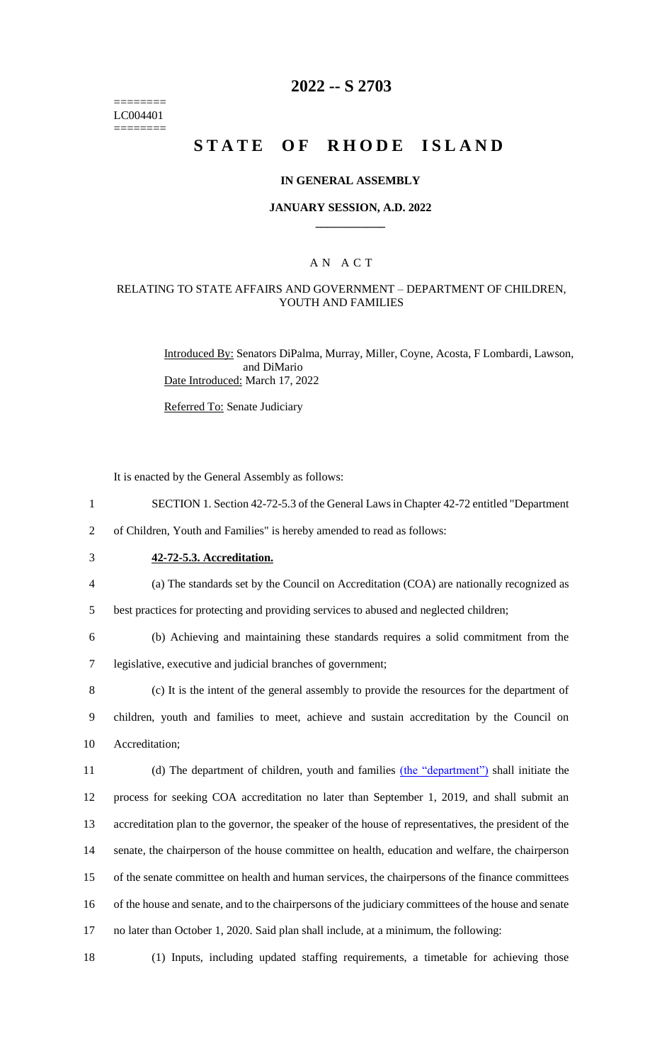========
LC004401
========

# 2022 -- S 2703

# STATE OF RHODE ISLAND

### IN GENERAL ASSEMBLY

### JANUARY SESSION, A.D. 2022

## A N A C T

### RELATING TO STATE AFFAIRS AND GOVERNMENT – DEPARTMENT OF CHILDREN, YOUTH AND FAMILIES

Introduced By: Senators DiPalma, Murray, Miller, Coyne, Acosta, F Lombardi, Lawson, and DiMario

Date Introduced: March 17, 2022

Referred To: Senate Judiciary

It is enacted by the General Assembly as follows:

1 SECTION 1. Section 42-72-5.3 of the General Laws in Chapter 42-72 entitled "Department
2 of Children, Youth and Families" is hereby amended to read as follows:

3 **42-72-5.3. Accreditation.**

4 (a) The standards set by the Council on Accreditation (COA) are nationally recognized as
5 best practices for protecting and providing services to abused and neglected children;

6 (b) Achieving and maintaining these standards requires a solid commitment from the
7 legislative, executive and judicial branches of government;

8 (c) It is the intent of the general assembly to provide the resources for the department of
9 children, youth and families to meet, achieve and sustain accreditation by the Council on
10 Accreditation;

11 (d) The department of children, youth and families (the "department") shall initiate the
12 process for seeking COA accreditation no later than September 1, 2019, and shall submit an
13 accreditation plan to the governor, the speaker of the house of representatives, the president of the
14 senate, the chairperson of the house committee on health, education and welfare, the chairperson
15 of the senate committee on health and human services, the chairpersons of the finance committees
16 of the house and senate, and to the chairpersons of the judiciary committees of the house and senate
17 no later than October 1, 2020. Said plan shall include, at a minimum, the following:

18 (1) Inputs, including updated staffing requirements, a timetable for achieving those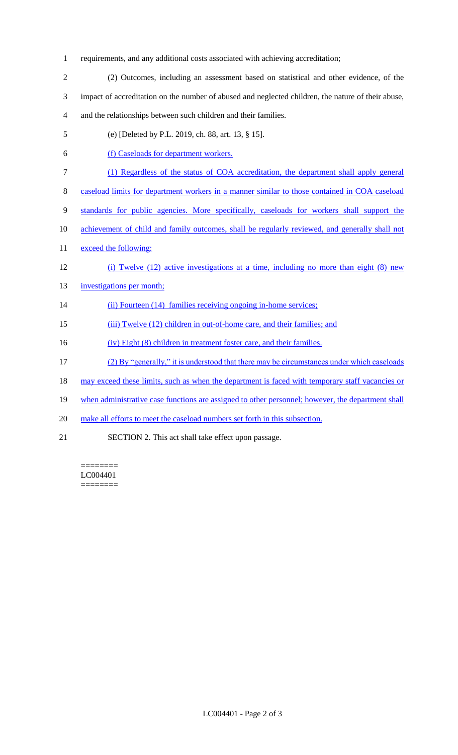requirements, and any additional costs associated with achieving accreditation;

(2) Outcomes, including an assessment based on statistical and other evidence, of the impact of accreditation on the number of abused and neglected children, the nature of their abuse, and the relationships between such children and their families.

(e) [Deleted by P.L. 2019, ch. 88, art. 13, § 15].

(f) Caseloads for department workers.

(1) Regardless of the status of COA accreditation, the department shall apply general caseload limits for department workers in a manner similar to those contained in COA caseload standards for public agencies. More specifically, caseloads for workers shall support the achievement of child and family outcomes, shall be regularly reviewed, and generally shall not exceed the following:

(i) Twelve (12) active investigations at a time, including no more than eight (8) new investigations per month;

(ii) Fourteen (14) families receiving ongoing in-home services;

(iii) Twelve (12) children in out-of-home care, and their families; and

(iv) Eight (8) children in treatment foster care, and their families.

(2) By "generally," it is understood that there may be circumstances under which caseloads may exceed these limits, such as when the department is faced with temporary staff vacancies or when administrative case functions are assigned to other personnel; however, the department shall make all efforts to meet the caseload numbers set forth in this subsection.

SECTION 2. This act shall take effect upon passage.

========
LC004401
========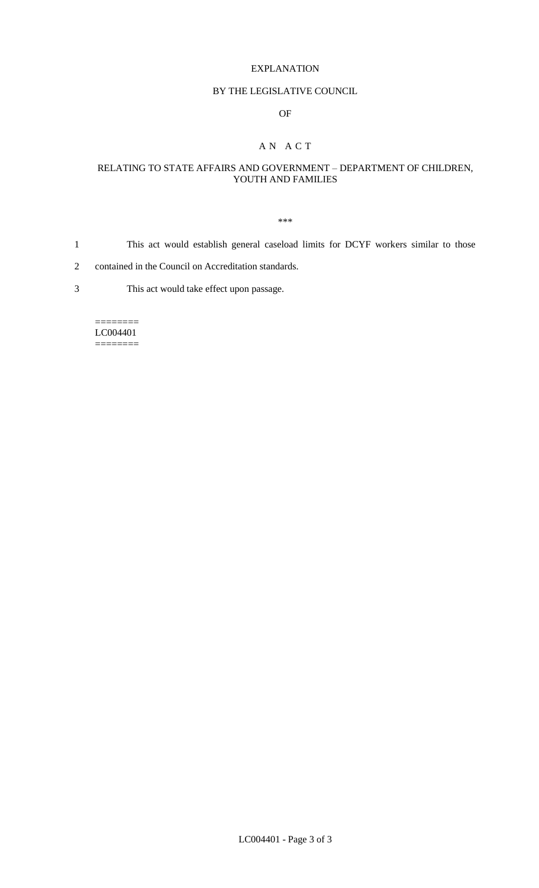EXPLANATION

BY THE LEGISLATIVE COUNCIL

OF

# A N A C T

RELATING TO STATE AFFAIRS AND GOVERNMENT – DEPARTMENT OF CHILDREN, YOUTH AND FAMILIES

\*\*\*

1 This act would establish general caseload limits for DCYF workers similar to those

2 contained in the Council on Accreditation standards.

3 This act would take effect upon passage.

========
LC004401
========